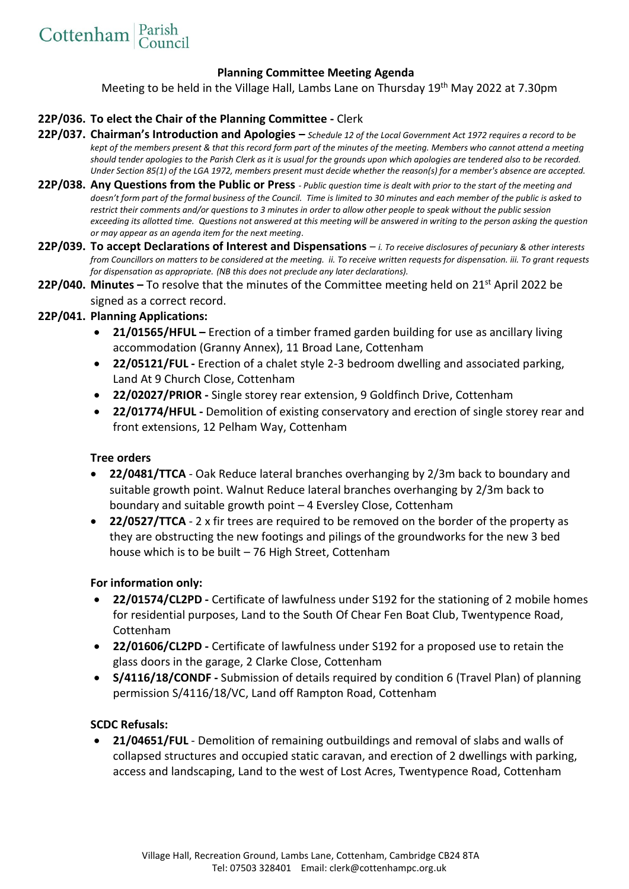Cottenham Parish Council

# Planning Committee Meeting Agenda

Meeting to be held in the Village Hall, Lambs Lane on Thursday 19th May 2022 at 7.30pm

**22P/036. To elect the Chair of the Planning Committee -** Clerk

**22P/037. Chairman's Introduction and Apologies –** *Schedule 12 of the Local Government Act 1972 requires a record to be kept of the members present & that this record form part of the minutes of the meeting. Members who cannot attend a meeting should tender apologies to the Parish Clerk as it is usual for the grounds upon which apologies are tendered also to be recorded. Under Section 85(1) of the LGA 1972, members present must decide whether the reason(s) for a member's absence are accepted.*

**22P/038. Any Questions from the Public or Press** *- Public question time is dealt with prior to the start of the meeting and doesn't form part of the formal business of the Council. Time is limited to 30 minutes and each member of the public is asked to restrict their comments and/or questions to 3 minutes in order to allow other people to speak without the public session exceeding its allotted time. Questions not answered at this meeting will be answered in writing to the person asking the question or may appear as an agenda item for the next meeting.*

**22P/039. To accept Declarations of Interest and Dispensations** – *i. To receive disclosures of pecuniary & other interests from Councillors on matters to be considered at the meeting. ii. To receive written requests for dispensation. iii. To grant requests for dispensation as appropriate. (NB this does not preclude any later declarations).*

**22P/040. Minutes –** To resolve that the minutes of the Committee meeting held on 21st April 2022 be signed as a correct record.

**22P/041. Planning Applications:**

- **21/01565/HFUL –** Erection of a timber framed garden building for use as ancillary living accommodation (Granny Annex), 11 Broad Lane, Cottenham
- **22/05121/FUL -** Erection of a chalet style 2-3 bedroom dwelling and associated parking, Land At 9 Church Close, Cottenham
- **22/02027/PRIOR -** Single storey rear extension, 9 Goldfinch Drive, Cottenham
- **22/01774/HFUL -** Demolition of existing conservatory and erection of single storey rear and front extensions, 12 Pelham Way, Cottenham

**Tree orders**

- **22/0481/TTCA** - Oak Reduce lateral branches overhanging by 2/3m back to boundary and suitable growth point. Walnut Reduce lateral branches overhanging by 2/3m back to boundary and suitable growth point – 4 Eversley Close, Cottenham
- **22/0527/TTCA** - 2 x fir trees are required to be removed on the border of the property as they are obstructing the new footings and pilings of the groundworks for the new 3 bed house which is to be built – 76 High Street, Cottenham

**For information only:**

- **22/01574/CL2PD -** Certificate of lawfulness under S192 for the stationing of 2 mobile homes for residential purposes, Land to the South Of Chear Fen Boat Club, Twentypence Road, Cottenham
- **22/01606/CL2PD -** Certificate of lawfulness under S192 for a proposed use to retain the glass doors in the garage, 2 Clarke Close, Cottenham
- **S/4116/18/CONDF -** Submission of details required by condition 6 (Travel Plan) of planning permission S/4116/18/VC, Land off Rampton Road, Cottenham

**SCDC Refusals:**

- **21/04651/FUL** - Demolition of remaining outbuildings and removal of slabs and walls of collapsed structures and occupied static caravan, and erection of 2 dwellings with parking, access and landscaping, Land to the west of Lost Acres, Twentypence Road, Cottenham

Village Hall, Recreation Ground, Lambs Lane, Cottenham, Cambridge CB24 8TA
Tel: 07503 328401 Email: clerk@cottenhampc.org.uk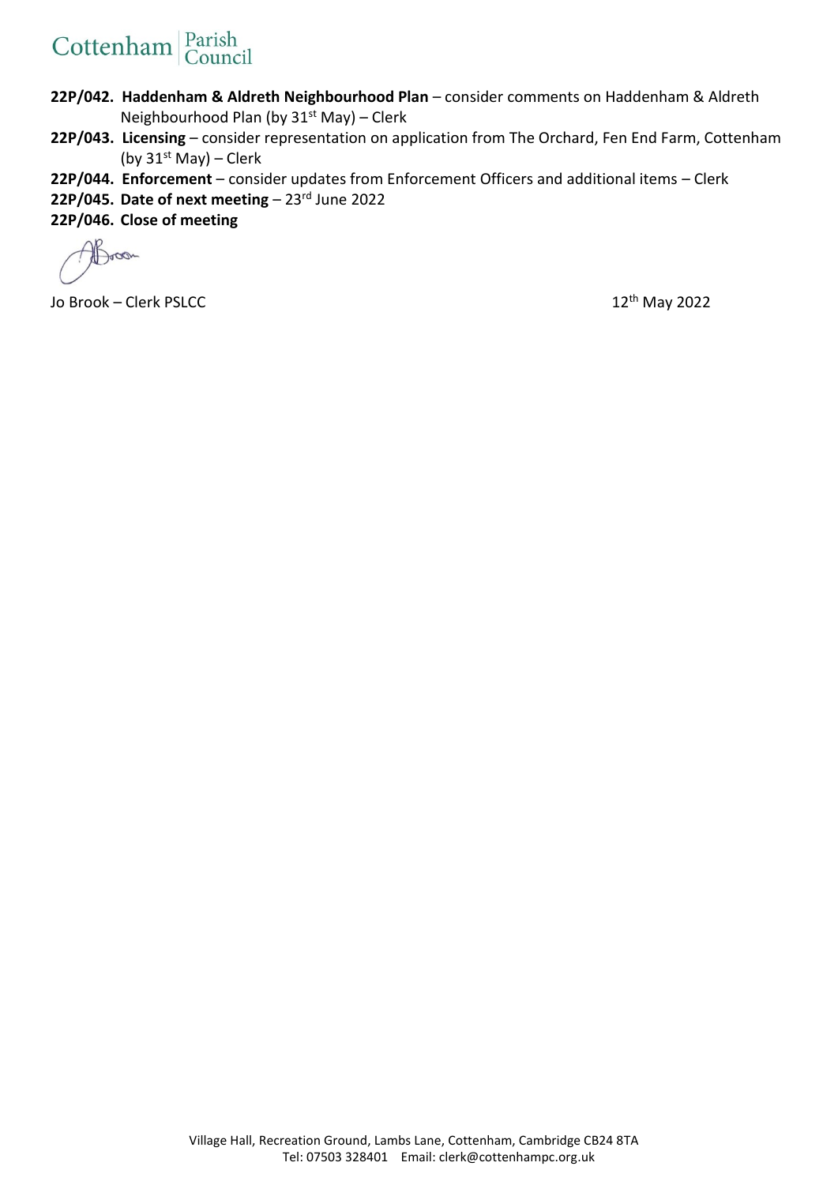- **22P/042. Haddenham & Aldreth Neighbourhood Plan** – consider comments on Haddenham & Aldreth Neighbourhood Plan (by 31st May) – Clerk
- **22P/043. Licensing** – consider representation on application from The Orchard, Fen End Farm, Cottenham (by 31st May) – Clerk
- **22P/044. Enforcement** – consider updates from Enforcement Officers and additional items – Clerk
- **22P/045. Date of next meeting** – 23rd June 2022
- **22P/046. Close of meeting**

Jo Brook – Clerk PSLCC

12th May 2022